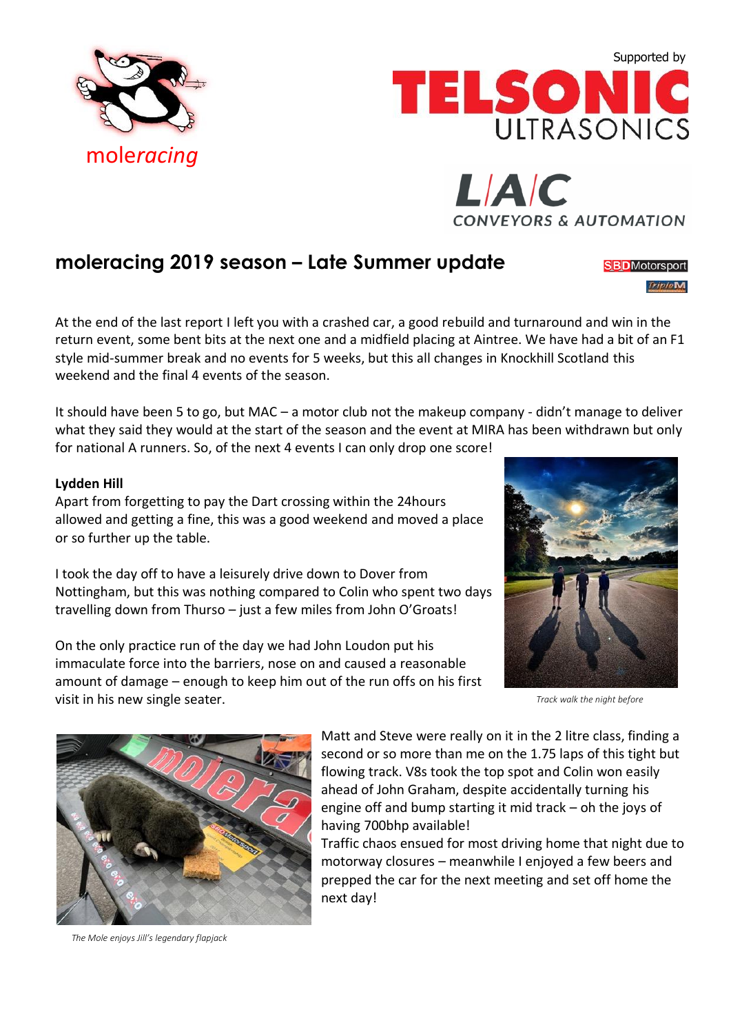moleracing

Supported by

TELSONIC ULTRASONICS

L/A/C CONVEYORS & AUTOMATION

## moleracing 2019 season – Late Summer update

SBD Motorsport

TripleM

At the end of the last report I left you with a crashed car, a good rebuild and turnaround and win in the return event, some bent bits at the next one and a midfield placing at Aintree. We have had a bit of an F1 style mid-summer break and no events for 5 weeks, but this all changes in Knockhill Scotland this weekend and the final 4 events of the season.

It should have been 5 to go, but MAC – a motor club not the makeup company - didn't manage to deliver what they said they would at the start of the season and the event at MIRA has been withdrawn but only for national A runners. So, of the next 4 events I can only drop one score!

**Lydden Hill**

Apart from forgetting to pay the Dart crossing within the 24hours allowed and getting a fine, this was a good weekend and moved a place or so further up the table.

I took the day off to have a leisurely drive down to Dover from Nottingham, but this was nothing compared to Colin who spent two days travelling down from Thurso – just a few miles from John O'Groats!

On the only practice run of the day we had John Loudon put his immaculate force into the barriers, nose on and caused a reasonable amount of damage – enough to keep him out of the run offs on his first visit in his new single seater.

*Track walk the night before*

Matt and Steve were really on it in the 2 litre class, finding a second or so more than me on the 1.75 laps of this tight but flowing track. V8s took the top spot and Colin won easily ahead of John Graham, despite accidentally turning his engine off and bump starting it mid track – oh the joys of having 700bhp available!

Traffic chaos ensued for most driving home that night due to motorway closures – meanwhile I enjoyed a few beers and prepped the car for the next meeting and set off home the next day!

*The Mole enjoys Jill's legendary flapjack*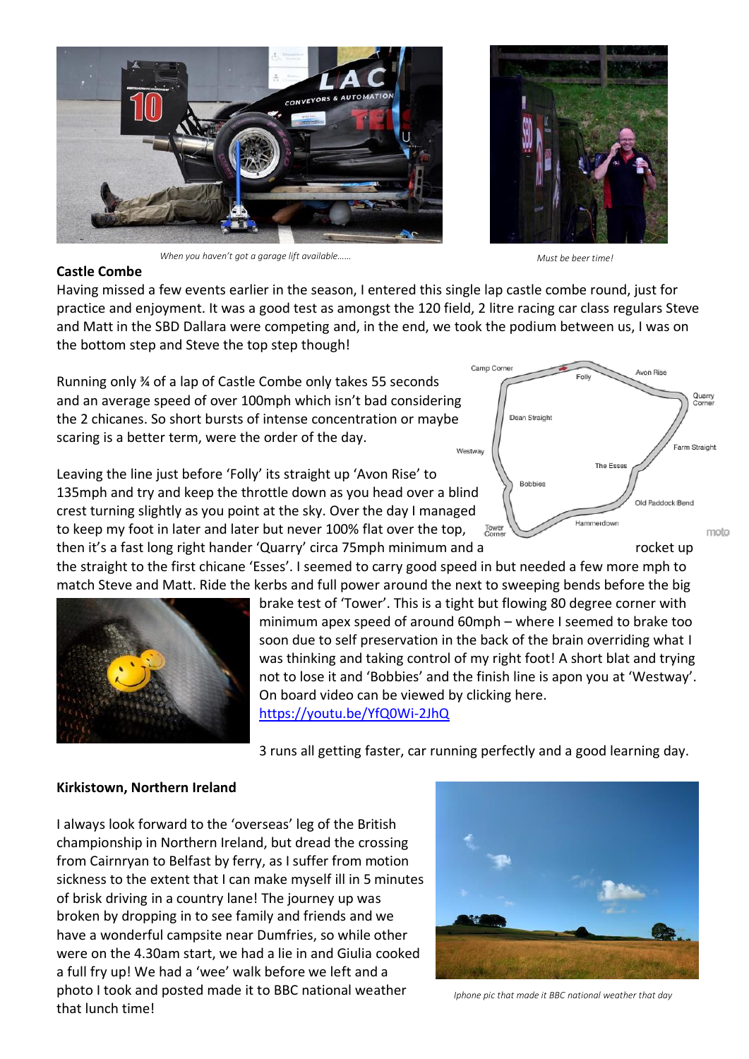*When you haven't got a garage lift available……*

*Must be beer time!*

**Castle Combe**

Having missed a few events earlier in the season, I entered this single lap castle combe round, just for practice and enjoyment. It was a good test as amongst the 120 field, 2 litre racing car class regulars Steve and Matt in the SBD Dallara were competing and, in the end, we took the podium between us, I was on the bottom step and Steve the top step though!

Running only ¾ of a lap of Castle Combe only takes 55 seconds and an average speed of over 100mph which isn't bad considering the 2 chicanes. So short bursts of intense concentration or maybe scaring is a better term, were the order of the day.

Leaving the line just before 'Folly' its straight up 'Avon Rise' to 135mph and try and keep the throttle down as you head over a blind crest turning slightly as you point at the sky. Over the day I managed to keep my foot in later and later but never 100% flat over the top, then it's a fast long right hander 'Quarry' circa 75mph minimum and a rocket up the straight to the first chicane 'Esses'. I seemed to carry good speed in but needed a few more mph to match Steve and Matt. Ride the kerbs and full power around the next to sweeping bends before the big brake test of 'Tower'. This is a tight but flowing 80 degree corner with minimum apex speed of around 60mph – where I seemed to brake too soon due to self preservation in the back of the brain overriding what I was thinking and taking control of my right foot! A short blat and trying not to lose it and 'Bobbies' and the finish line is apon you at 'Westway'. On board video can be viewed by clicking here. https://youtu.be/YfQ0Wi-2JhQ

3 runs all getting faster, car running perfectly and a good learning day.

**Kirkistown, Northern Ireland**

I always look forward to the 'overseas' leg of the British championship in Northern Ireland, but dread the crossing from Cairnryan to Belfast by ferry, as I suffer from motion sickness to the extent that I can make myself ill in 5 minutes of brisk driving in a country lane! The journey up was broken by dropping in to see family and friends and we have a wonderful campsite near Dumfries, so while other were on the 4.30am start, we had a lie in and Giulia cooked a full fry up! We had a 'wee' walk before we left and a photo I took and posted made it to BBC national weather that lunch time!

*Iphone pic that made it BBC national weather that day*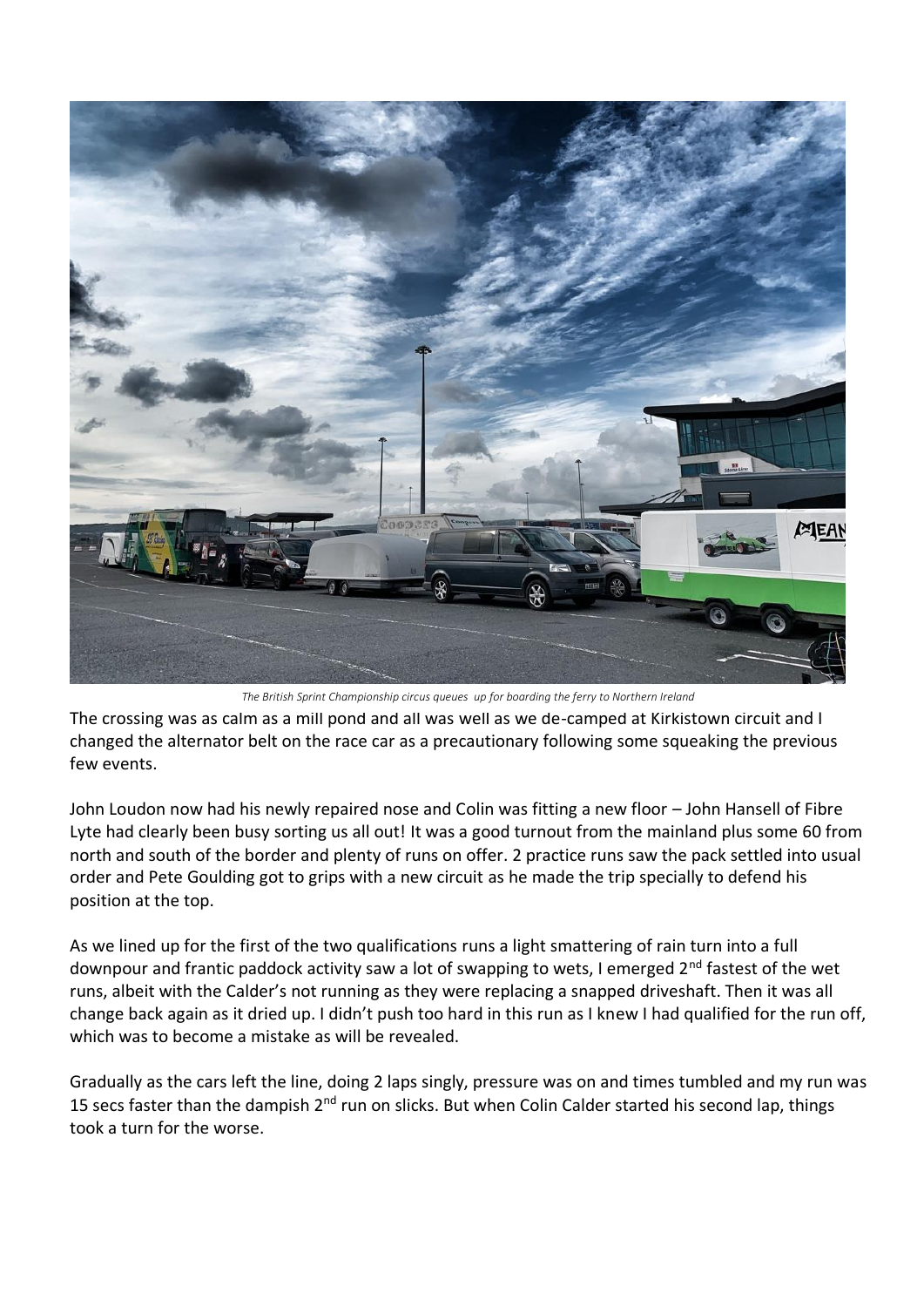*The British Sprint Championship circus queues up for boarding the ferry to Northern Ireland*

The crossing was as calm as a mill pond and all was well as we de-camped at Kirkistown circuit and I changed the alternator belt on the race car as a precautionary following some squeaking the previous few events.

John Loudon now had his newly repaired nose and Colin was fitting a new floor – John Hansell of Fibre Lyte had clearly been busy sorting us all out! It was a good turnout from the mainland plus some 60 from north and south of the border and plenty of runs on offer. 2 practice runs saw the pack settled into usual order and Pete Goulding got to grips with a new circuit as he made the trip specially to defend his position at the top.

As we lined up for the first of the two qualifications runs a light smattering of rain turn into a full downpour and frantic paddock activity saw a lot of swapping to wets, I emerged 2nd fastest of the wet runs, albeit with the Calder's not running as they were replacing a snapped driveshaft. Then it was all change back again as it dried up. I didn't push too hard in this run as I knew I had qualified for the run off, which was to become a mistake as will be revealed.

Gradually as the cars left the line, doing 2 laps singly, pressure was on and times tumbled and my run was 15 secs faster than the dampish 2nd run on slicks. But when Colin Calder started his second lap, things took a turn for the worse.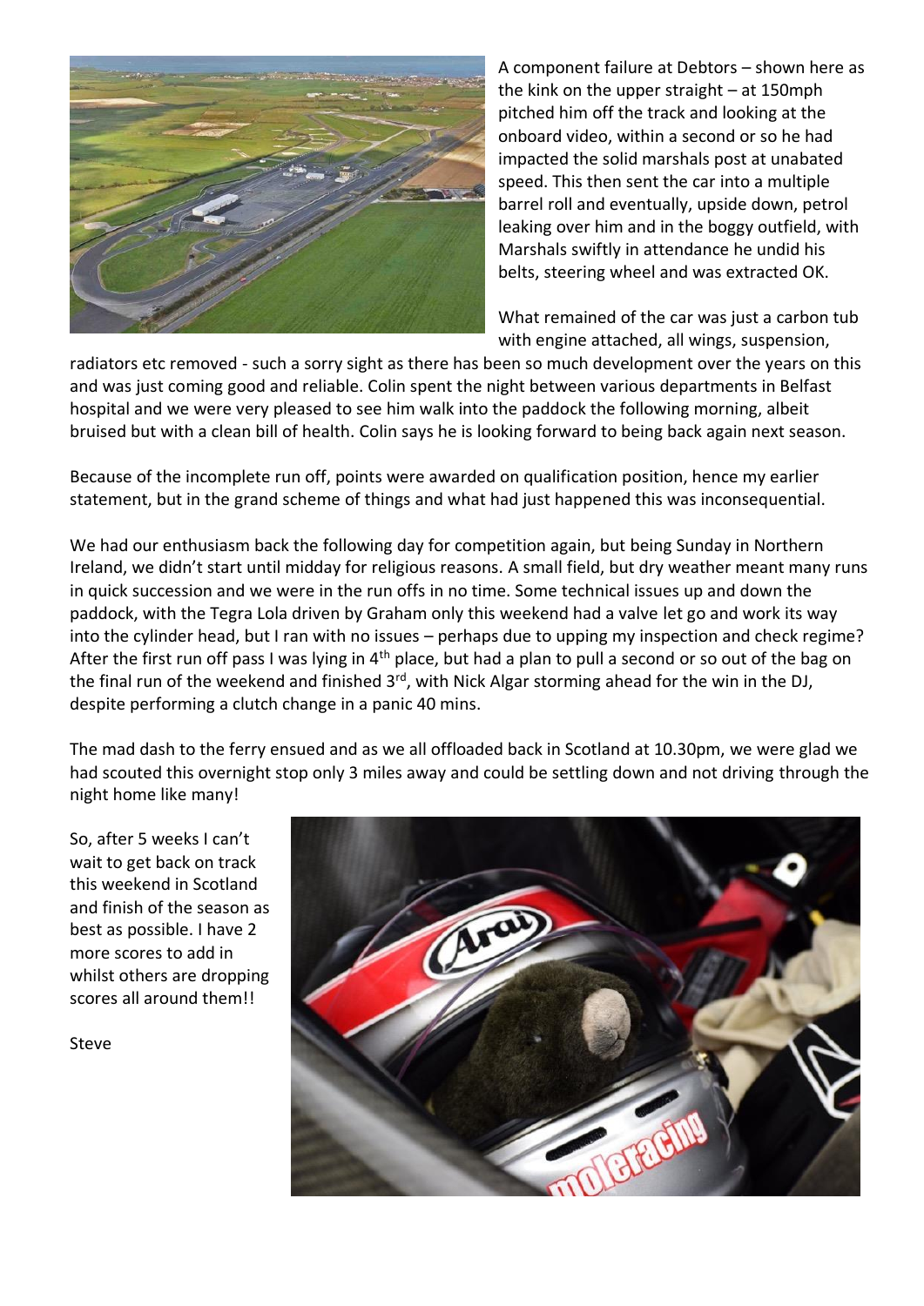A component failure at Debtors – shown here as the kink on the upper straight – at 150mph pitched him off the track and looking at the onboard video, within a second or so he had impacted the solid marshals post at unabated speed. This then sent the car into a multiple barrel roll and eventually, upside down, petrol leaking over him and in the boggy outfield, with Marshals swiftly in attendance he undid his belts, steering wheel and was extracted OK.

What remained of the car was just a carbon tub with engine attached, all wings, suspension, radiators etc removed - such a sorry sight as there has been so much development over the years on this and was just coming good and reliable. Colin spent the night between various departments in Belfast hospital and we were very pleased to see him walk into the paddock the following morning, albeit bruised but with a clean bill of health. Colin says he is looking forward to being back again next season.

Because of the incomplete run off, points were awarded on qualification position, hence my earlier statement, but in the grand scheme of things and what had just happened this was inconsequential.

We had our enthusiasm back the following day for competition again, but being Sunday in Northern Ireland, we didn't start until midday for religious reasons. A small field, but dry weather meant many runs in quick succession and we were in the run offs in no time. Some technical issues up and down the paddock, with the Tegra Lola driven by Graham only this weekend had a valve let go and work its way into the cylinder head, but I ran with no issues – perhaps due to upping my inspection and check regime? After the first run off pass I was lying in 4th place, but had a plan to pull a second or so out of the bag on the final run of the weekend and finished 3rd, with Nick Algar storming ahead for the win in the DJ, despite performing a clutch change in a panic 40 mins.

The mad dash to the ferry ensued and as we all offloaded back in Scotland at 10.30pm, we were glad we had scouted this overnight stop only 3 miles away and could be settling down and not driving through the night home like many!

So, after 5 weeks I can't wait to get back on track this weekend in Scotland and finish of the season as best as possible. I have 2 more scores to add in whilst others are dropping scores all around them!!

Steve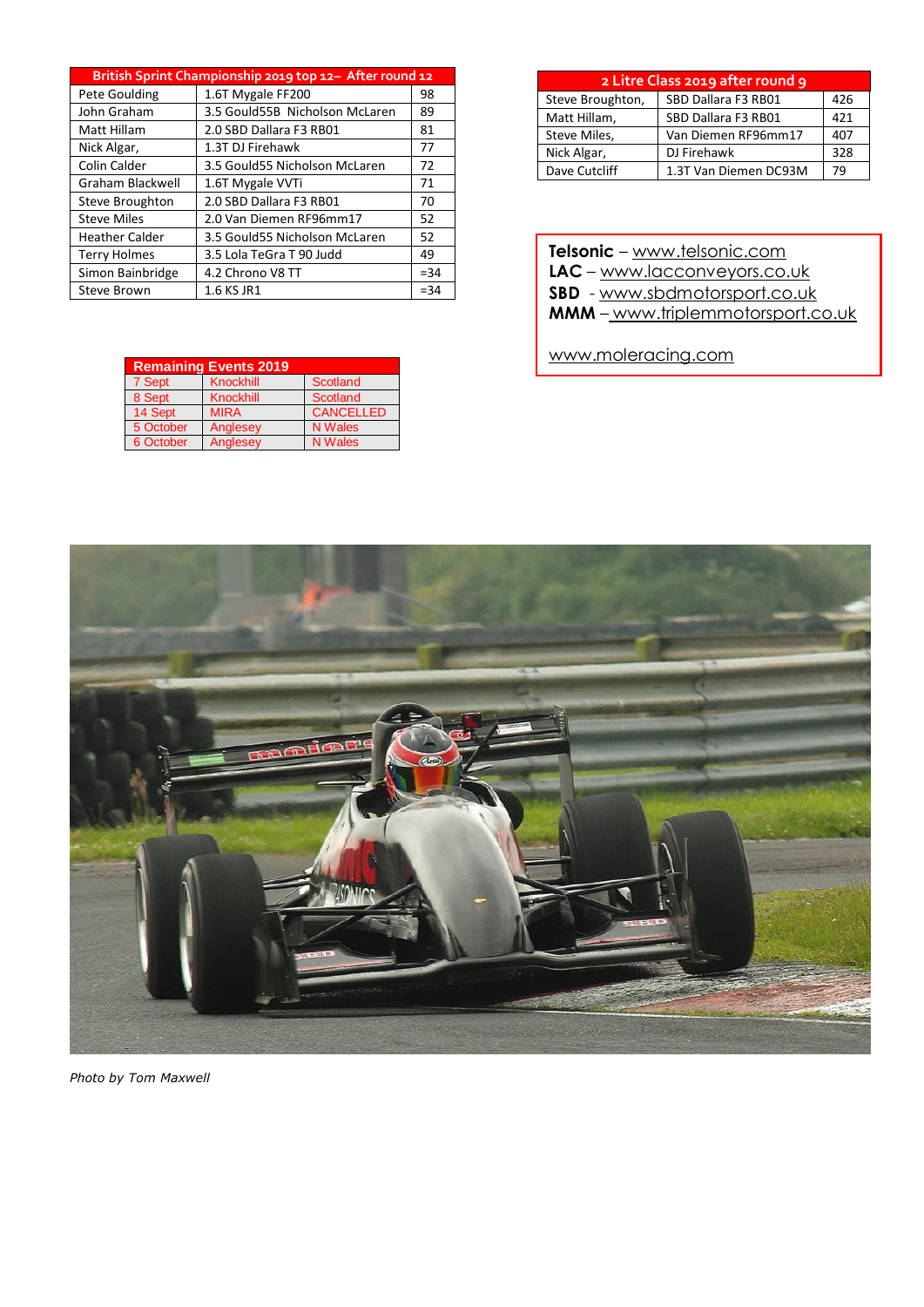| British Sprint Championship 2019 top 12– After round 12 | | |
|---|---|---|
| Pete Goulding | 1.6T Mygale FF200 | 98 |
| John Graham | 3.5 Gould55B Nicholson McLaren | 89 |
| Matt Hillam | 2.0 SBD Dallara F3 RB01 | 81 |
| Nick Algar, | 1.3T DJ Firehawk | 77 |
| Colin Calder | 3.5 Gould55 Nicholson McLaren | 72 |
| Graham Blackwell | 1.6T Mygale VVTi | 71 |
| Steve Broughton | 2.0 SBD Dallara F3 RB01 | 70 |
| Steve Miles | 2.0 Van Diemen RF96mm17 | 52 |
| Heather Calder | 3.5 Gould55 Nicholson McLaren | 52 |
| Terry Holmes | 3.5 Lola TeGra T 90 Judd | 49 |
| Simon Bainbridge | 4.2 Chrono V8 TT | =34 |
| Steve Brown | 1.6 KS JR1 | =34 |

| 2 Litre Class 2019 after round 9 | | |
|---|---|---|
| Steve Broughton, | SBD Dallara F3 RB01 | 426 |
| Matt Hillam, | SBD Dallara F3 RB01 | 421 |
| Steve Miles, | Van Diemen RF96mm17 | 407 |
| Nick Algar, | DJ Firehawk | 328 |
| Dave Cutcliff | 1.3T Van Diemen DC93M | 79 |

**Telsonic** – www.telsonic.com
**LAC** – www.lacconveyors.co.uk
**SBD** - www.sbdmotorsport.co.uk
**MMM** – www.triplemmotorsport.co.uk

www.moleracing.com

| Remaining Events 2019 | | |
|---|---|---|
| 7 Sept | Knockhill | Scotland |
| 8 Sept | Knockhill | Scotland |
| 14 Sept | MIRA | CANCELLED |
| 5 October | Anglesey | N Wales |
| 6 October | Anglesey | N Wales |

*Photo by Tom Maxwell*